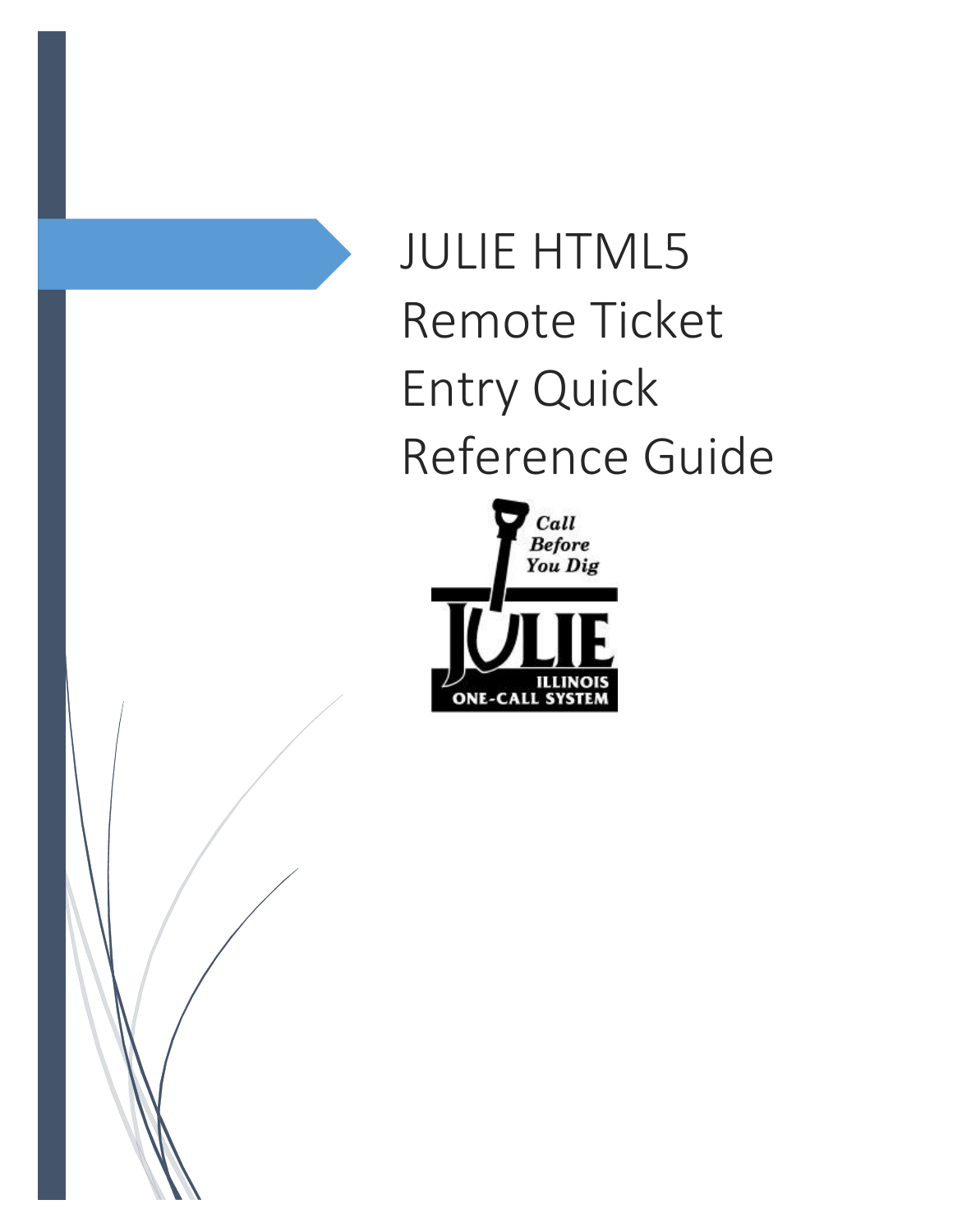# JULIE HTML5 Remote Ticket Entry Quick Reference Guide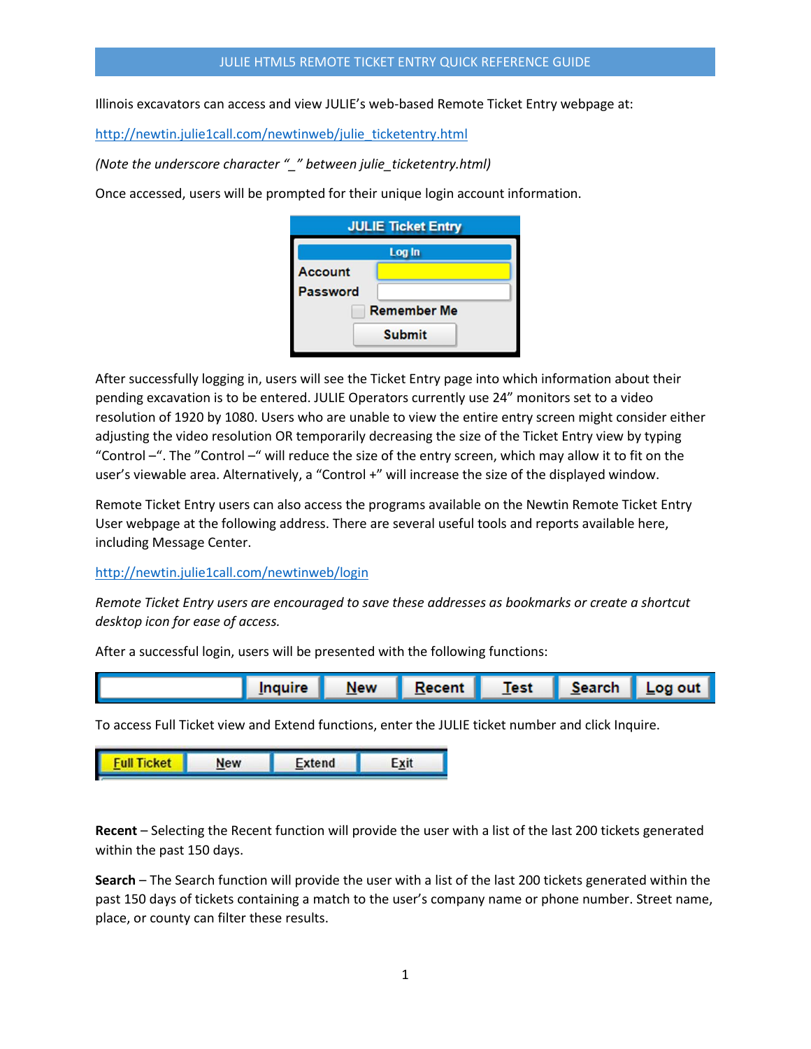Illinois excavators can access and view JULIE's web-based Remote Ticket Entry webpage at:

[http://newtin.julie1call.com/newtinweb/julie_ticketentry.html](http://newtin.julie1call.com/newtinweb/julie_ticketentry.html)

*(Note the underscore character "_" between julie_ticketentry.html)*

Once accessed, users will be prompted for their unique login account information.

After successfully logging in, users will see the Ticket Entry page into which information about their pending excavation is to be entered. JULIE Operators currently use 24" monitors set to a video resolution of 1920 by 1080. Users who are unable to view the entire entry screen might consider either adjusting the video resolution OR temporarily decreasing the size of the Ticket Entry view by typing "Control –". The "Control –" will reduce the size of the entry screen, which may allow it to fit on the user's viewable area. Alternatively, a "Control +" will increase the size of the displayed window.

Remote Ticket Entry users can also access the programs available on the Newtin Remote Ticket Entry User webpage at the following address. There are several useful tools and reports available here, including Message Center.

[http://newtin.julie1call.com/newtinweb/login](http://newtin.julie1call.com/newtinweb/login)

*Remote Ticket Entry users are encouraged to save these addresses as bookmarks or create a shortcut desktop icon for ease of access.*

After a successful login, users will be presented with the following functions:

To access Full Ticket view and Extend functions, enter the JULIE ticket number and click Inquire.

**Recent** – Selecting the Recent function will provide the user with a list of the last 200 tickets generated within the past 150 days.

**Search** – The Search function will provide the user with a list of the last 200 tickets generated within the past 150 days of tickets containing a match to the user's company name or phone number. Street name, place, or county can filter these results.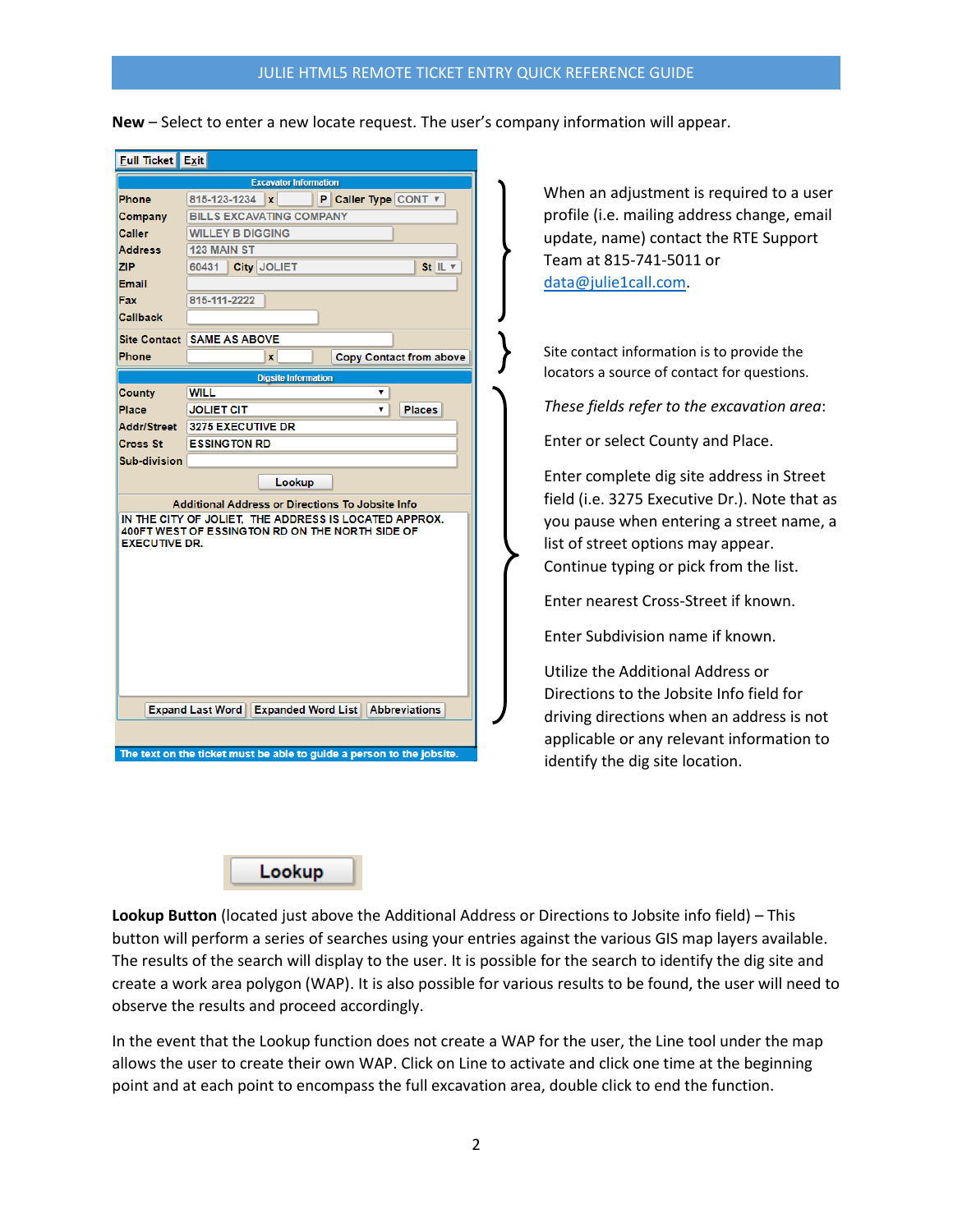**New** – Select to enter a new locate request. The user's company information will appear.

| | |
|---|---|
| Phone | 815-123-1234 x P Caller Type CONT |
| Company | BILLS EXCAVATING COMPANY |
| Caller | WILLEY B DIGGING |
| Address | 123 MAIN ST |
| ZIP | 60431 City JOLIET St IL |
| Email | |
| Fax | 815-111-2222 |
| Callback | |
| Site Contact | SAME AS ABOVE |
| Phone | x Copy Contact from above |

When an adjustment is required to a user profile (i.e. mailing address change, email update, name) contact the RTE Support Team at 815-741-5011 or data@julie1call.com.

Site contact information is to provide the locators a source of contact for questions.

| | |
|---|---|
| County | WILL |
| Place | JOLIET CIT Places |
| Addr/Street | 3275 EXECUTIVE DR |
| Cross St | ESSINGTON RD |
| Sub-division | |

Additional Address or Directions To Jobsite Info: IN THE CITY OF JOLIET, THE ADDRESS IS LOCATED APPROX. 400FT WEST OF ESSINGTON RD ON THE NORTH SIDE OF EXECUTIVE DR.

The text on the ticket must be able to guide a person to the jobsite.

*These fields refer to the excavation area*:

Enter or select County and Place.

Enter complete dig site address in Street field (i.e. 3275 Executive Dr.). Note that as you pause when entering a street name, a list of street options may appear. Continue typing or pick from the list.

Enter nearest Cross-Street if known.

Enter Subdivision name if known.

Utilize the Additional Address or Directions to the Jobsite Info field for driving directions when an address is not applicable or any relevant information to identify the dig site location.

**Lookup**

**Lookup Button** (located just above the Additional Address or Directions to Jobsite info field) – This button will perform a series of searches using your entries against the various GIS map layers available. The results of the search will display to the user. It is possible for the search to identify the dig site and create a work area polygon (WAP). It is also possible for various results to be found, the user will need to observe the results and proceed accordingly.

In the event that the Lookup function does not create a WAP for the user, the Line tool under the map allows the user to create their own WAP. Click on Line to activate and click one time at the beginning point and at each point to encompass the full excavation area, double click to end the function.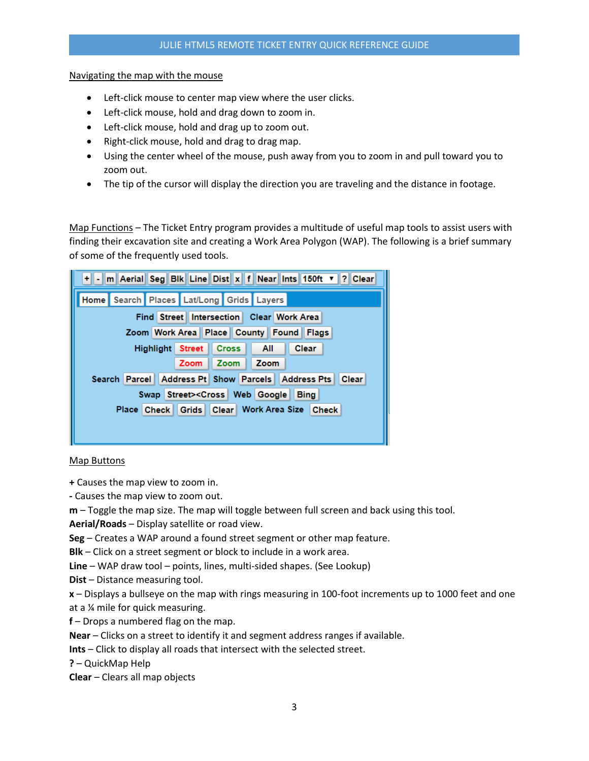Navigating the map with the mouse

- Left-click mouse to center map view where the user clicks.
- Left-click mouse, hold and drag down to zoom in.
- Left-click mouse, hold and drag up to zoom out.
- Right-click mouse, hold and drag to drag map.
- Using the center wheel of the mouse, push away from you to zoom in and pull toward you to zoom out.
- The tip of the cursor will display the direction you are traveling and the distance in footage.

Map Functions – The Ticket Entry program provides a multitude of useful map tools to assist users with finding their excavation site and creating a Work Area Polygon (WAP). The following is a brief summary of some of the frequently used tools.

Map Buttons

**+** Causes the map view to zoom in.
**-** Causes the map view to zoom out.
**m** – Toggle the map size. The map will toggle between full screen and back using this tool.
**Aerial/Roads** – Display satellite or road view.
**Seg** – Creates a WAP around a found street segment or other map feature.
**Blk** – Click on a street segment or block to include in a work area.
**Line** – WAP draw tool – points, lines, multi-sided shapes. (See Lookup)
**Dist** – Distance measuring tool.
**x** – Displays a bullseye on the map with rings measuring in 100-foot increments up to 1000 feet and one at a ¼ mile for quick measuring.
**f** – Drops a numbered flag on the map.
**Near** – Clicks on a street to identify it and segment address ranges if available.
**Ints** – Click to display all roads that intersect with the selected street.
**?** – QuickMap Help
**Clear** – Clears all map objects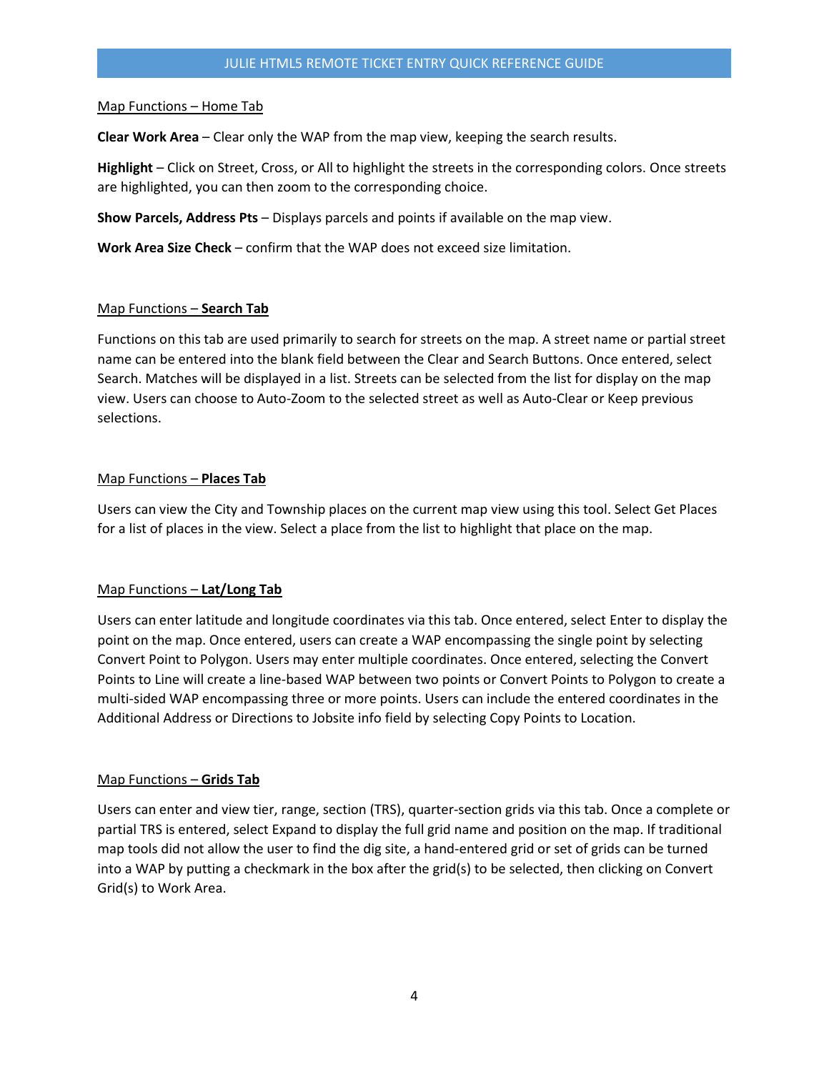## Map Functions – Home Tab

**Clear Work Area** – Clear only the WAP from the map view, keeping the search results.

**Highlight** – Click on Street, Cross, or All to highlight the streets in the corresponding colors. Once streets are highlighted, you can then zoom to the corresponding choice.

**Show Parcels, Address Pts** – Displays parcels and points if available on the map view.

**Work Area Size Check** – confirm that the WAP does not exceed size limitation.

## Map Functions – **Search Tab**

Functions on this tab are used primarily to search for streets on the map. A street name or partial street name can be entered into the blank field between the Clear and Search Buttons. Once entered, select Search. Matches will be displayed in a list. Streets can be selected from the list for display on the map view. Users can choose to Auto-Zoom to the selected street as well as Auto-Clear or Keep previous selections.

## Map Functions – **Places Tab**

Users can view the City and Township places on the current map view using this tool. Select Get Places for a list of places in the view. Select a place from the list to highlight that place on the map.

## Map Functions – **Lat/Long Tab**

Users can enter latitude and longitude coordinates via this tab. Once entered, select Enter to display the point on the map. Once entered, users can create a WAP encompassing the single point by selecting Convert Point to Polygon. Users may enter multiple coordinates. Once entered, selecting the Convert Points to Line will create a line-based WAP between two points or Convert Points to Polygon to create a multi-sided WAP encompassing three or more points. Users can include the entered coordinates in the Additional Address or Directions to Jobsite info field by selecting Copy Points to Location.

## Map Functions – **Grids Tab**

Users can enter and view tier, range, section (TRS), quarter-section grids via this tab. Once a complete or partial TRS is entered, select Expand to display the full grid name and position on the map. If traditional map tools did not allow the user to find the dig site, a hand-entered grid or set of grids can be turned into a WAP by putting a checkmark in the box after the grid(s) to be selected, then clicking on Convert Grid(s) to Work Area.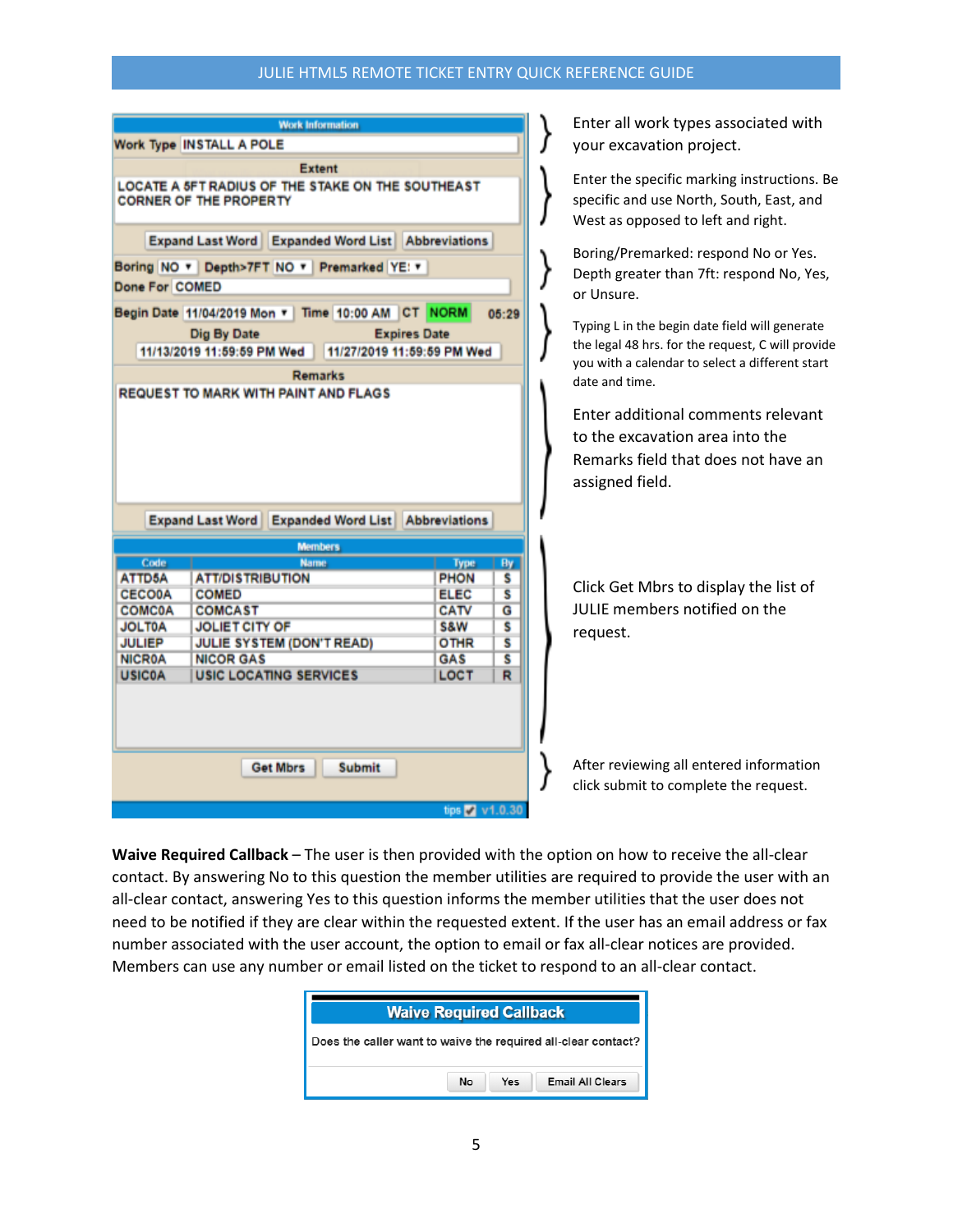| Work Information | |
|---|---|
| Work Type | INSTALL A POLE |
| Extent | LOCATE A 5FT RADIUS OF THE STAKE ON THE SOUTHEAST CORNER OF THE PROPERTY |
| Boring / Depth>7FT / Premarked | NO / NO / YES |
| Done For | COMED |
| Begin Date | 11/04/2019 Mon, Time 10:00 AM CT NORM 05:29 |
| Dig By Date | 11/13/2019 11:59:59 PM Wed |
| Expires Date | 11/27/2019 11:59:59 PM Wed |
| Remarks | REQUEST TO MARK WITH PAINT AND FLAGS |

Enter all work types associated with your excavation project.

Enter the specific marking instructions. Be specific and use North, South, East, and West as opposed to left and right.

Boring/Premarked: respond No or Yes. Depth greater than 7ft: respond No, Yes, or Unsure.

Typing L in the begin date field will generate the legal 48 hrs. for the request, C will provide you with a calendar to select a different start date and time.

Enter additional comments relevant to the excavation area into the Remarks field that does not have an assigned field.

**Members**

| Code | Name | Type | By |
|---|---|---|---|
| ATTD5A | ATT/DISTRIBUTION | PHON | S |
| CECO0A | COMED | ELEC | S |
| COMC0A | COMCAST | CATV | G |
| JOLT0A | JOLIET CITY OF | S&W | S |
| JULIEP | JULIE SYSTEM (DON'T READ) | OTHR | S |
| NICR0A | NICOR GAS | GAS | S |
| USIC0A | USIC LOCATING SERVICES | LOCT | R |

Click Get Mbrs to display the list of JULIE members notified on the request.

After reviewing all entered information click submit to complete the request.

**Waive Required Callback** – The user is then provided with the option on how to receive the all-clear contact. By answering No to this question the member utilities are required to provide the user with an all-clear contact, answering Yes to this question informs the member utilities that the user does not need to be notified if they are clear within the requested extent. If the user has an email address or fax number associated with the user account, the option to email or fax all-clear notices are provided. Members can use any number or email listed on the ticket to respond to an all-clear contact.

**Waive Required Callback**

Does the caller want to waive the required all-clear contact?

No | Yes | Email All Clears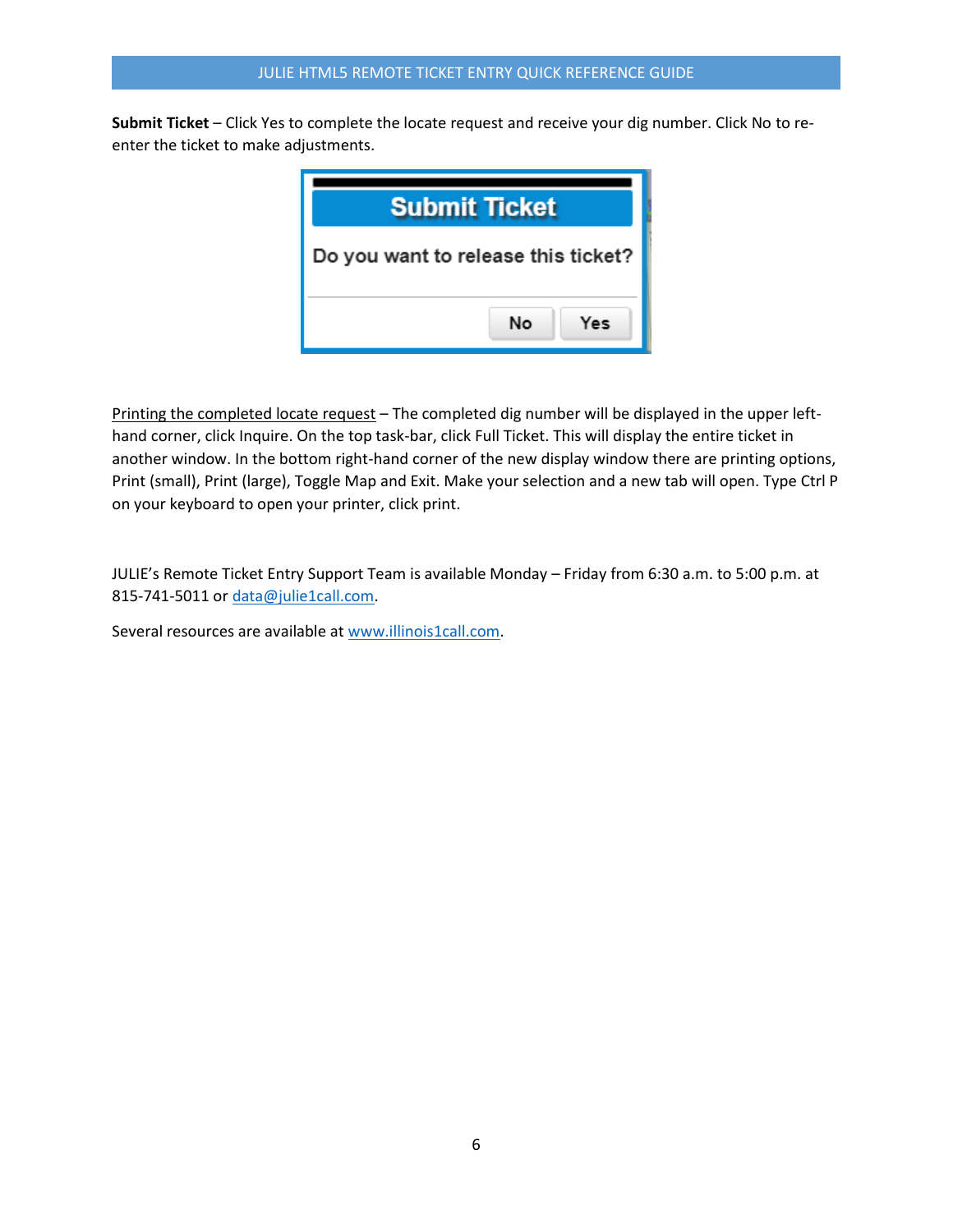**Submit Ticket** – Click Yes to complete the locate request and receive your dig number. Click No to re-enter the ticket to make adjustments.

Submit Ticket

Do you want to release this ticket?

No Yes

Printing the completed locate request – The completed dig number will be displayed in the upper left-hand corner, click Inquire. On the top task-bar, click Full Ticket. This will display the entire ticket in another window. In the bottom right-hand corner of the new display window there are printing options, Print (small), Print (large), Toggle Map and Exit. Make your selection and a new tab will open. Type Ctrl P on your keyboard to open your printer, click print.

JULIE's Remote Ticket Entry Support Team is available Monday – Friday from 6:30 a.m. to 5:00 p.m. at 815-741-5011 or data@julie1call.com.

Several resources are available at www.illinois1call.com.